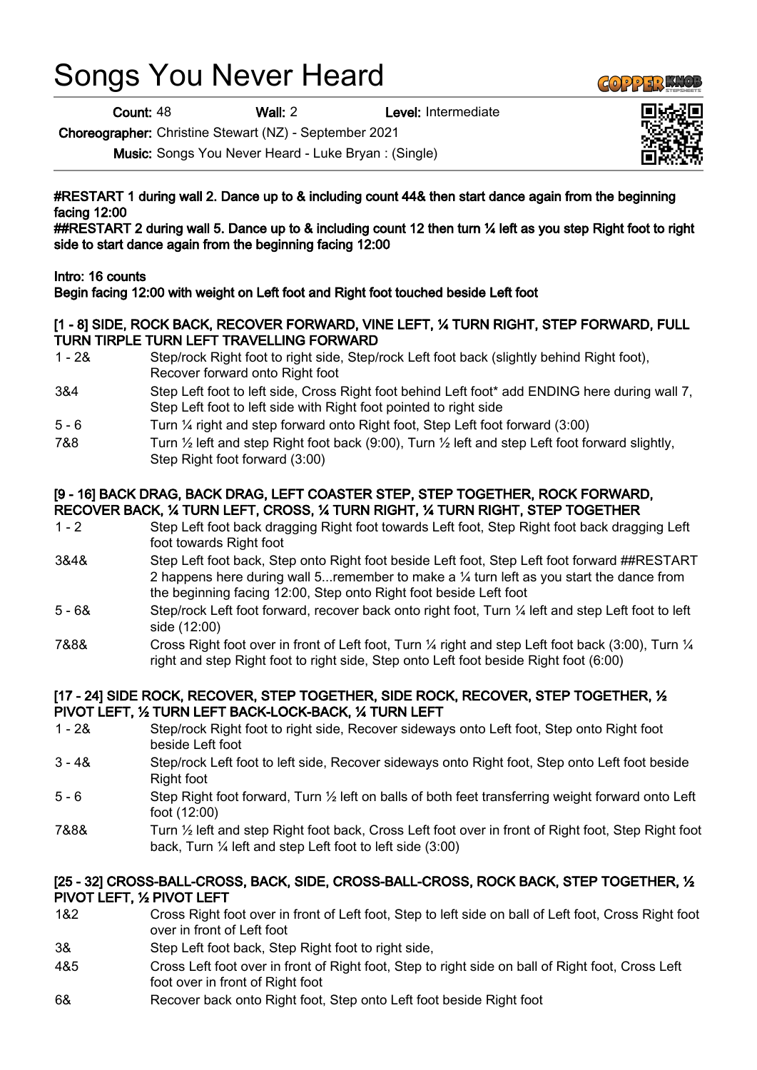# Songs You Never Heard

**Count:** 48 **Wall:** 2 **Level:** Intermediate

**Choreographer:** Christine Stewart (NZ) - September 2021

**Music:** Songs You Never Heard - Luke Bryan : (Single)

**#RESTART 1 during wall 2. Dance up to & including count 44& then start dance again from the beginning facing 12:00**

**##RESTART 2 during wall 5. Dance up to & including count 12 then turn ¼ left as you step Right foot to right side to start dance again from the beginning facing 12:00**

**Intro: 16 counts**

**Begin facing 12:00 with weight on Left foot and Right foot touched beside Left foot**

### [1 - 8] SIDE, ROCK BACK, RECOVER FORWARD, VINE LEFT, ¼ TURN RIGHT, STEP FORWARD, FULL TURN TIRPLE TURN LEFT TRAVELLING FORWARD

| | |
|---|---|
| 1 - 2& | Step/rock Right foot to right side, Step/rock Left foot back (slightly behind Right foot), Recover forward onto Right foot |
| 3&4 | Step Left foot to left side, Cross Right foot behind Left foot* add ENDING here during wall 7, Step Left foot to left side with Right foot pointed to right side |
| 5 - 6 | Turn ¼ right and step forward onto Right foot, Step Left foot forward (3:00) |
| 7&8 | Turn ½ left and step Right foot back (9:00), Turn ½ left and step Left foot forward slightly, Step Right foot forward (3:00) |

### [9 - 16] BACK DRAG, BACK DRAG, LEFT COASTER STEP, STEP TOGETHER, ROCK FORWARD, RECOVER BACK, ¼ TURN LEFT, CROSS, ¼ TURN RIGHT, ¼ TURN RIGHT, STEP TOGETHER

| | |
|---|---|
| 1 - 2 | Step Left foot back dragging Right foot towards Left foot, Step Right foot back dragging Left foot towards Right foot |
| 3&4& | Step Left foot back, Step onto Right foot beside Left foot, Step Left foot forward ##RESTART 2 happens here during wall 5...remember to make a ¼ turn left as you start the dance from the beginning facing 12:00, Step onto Right foot beside Left foot |
| 5 - 6& | Step/rock Left foot forward, recover back onto right foot, Turn ¼ left and step Left foot to left side (12:00) |
| 7&8& | Cross Right foot over in front of Left foot, Turn ¼ right and step Left foot back (3:00), Turn ¼ right and step Right foot to right side, Step onto Left foot beside Right foot (6:00) |

### [17 - 24] SIDE ROCK, RECOVER, STEP TOGETHER, SIDE ROCK, RECOVER, STEP TOGETHER, ½ PIVOT LEFT, ½ TURN LEFT BACK-LOCK-BACK, ¼ TURN LEFT

| | |
|---|---|
| 1 - 2& | Step/rock Right foot to right side, Recover sideways onto Left foot, Step onto Right foot beside Left foot |
| 3 - 4& | Step/rock Left foot to left side, Recover sideways onto Right foot, Step onto Left foot beside Right foot |
| 5 - 6 | Step Right foot forward, Turn ½ left on balls of both feet transferring weight forward onto Left foot (12:00) |
| 7&8& | Turn ½ left and step Right foot back, Cross Left foot over in front of Right foot, Step Right foot back, Turn ¼ left and step Left foot to left side (3:00) |

### [25 - 32] CROSS-BALL-CROSS, BACK, SIDE, CROSS-BALL-CROSS, ROCK BACK, STEP TOGETHER, ½ PIVOT LEFT, ½ PIVOT LEFT

| | |
|---|---|
| 1&2 | Cross Right foot over in front of Left foot, Step to left side on ball of Left foot, Cross Right foot over in front of Left foot |
| 3& | Step Left foot back, Step Right foot to right side, |
| 4&5 | Cross Left foot over in front of Right foot, Step to right side on ball of Right foot, Cross Left foot over in front of Right foot |
| 6& | Recover back onto Right foot, Step onto Left foot beside Right foot |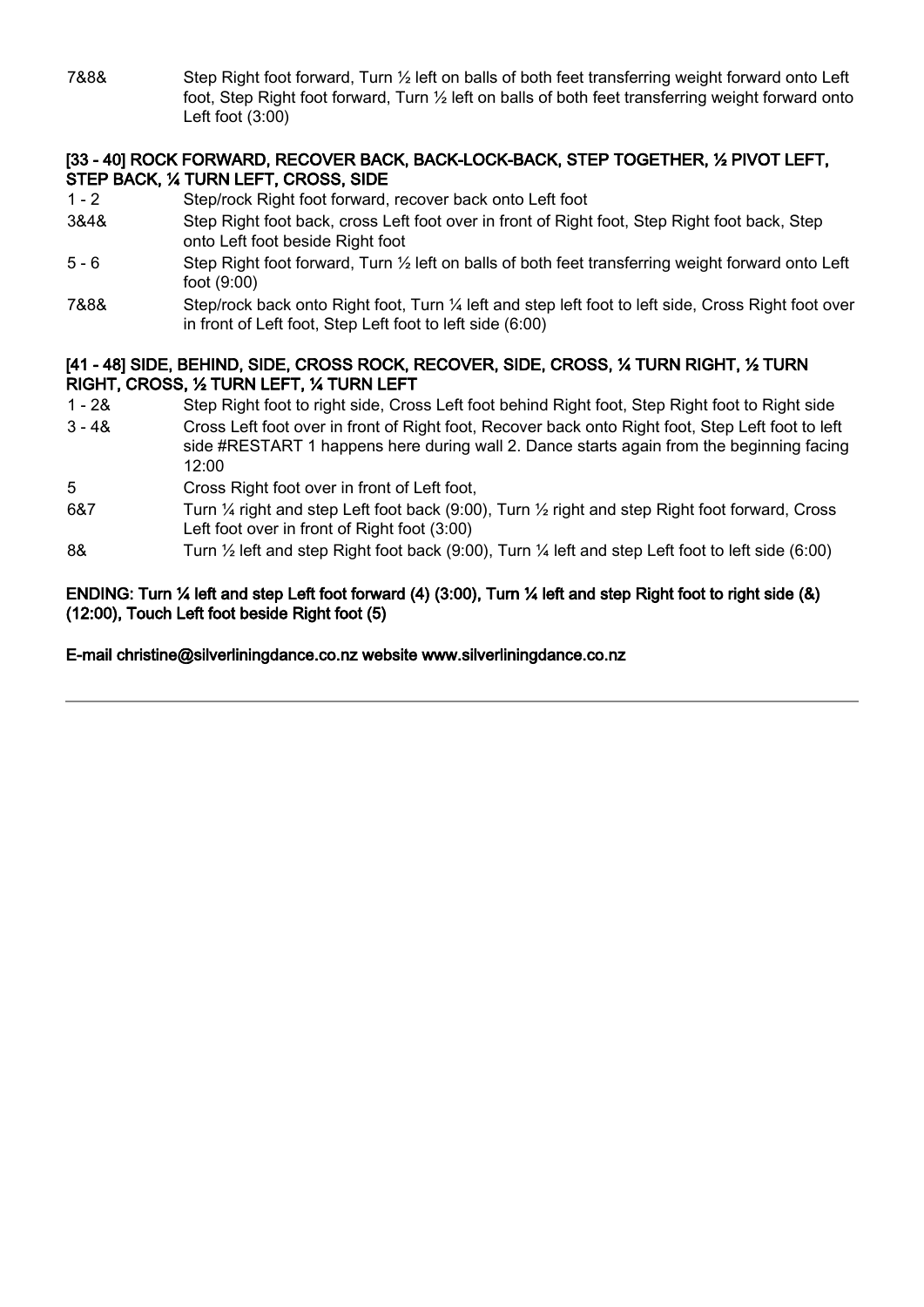7&8& Step Right foot forward, Turn ½ left on balls of both feet transferring weight forward onto Left foot, Step Right foot forward, Turn ½ left on balls of both feet transferring weight forward onto Left foot (3:00)

**[33 - 40] ROCK FORWARD, RECOVER BACK, BACK-LOCK-BACK, STEP TOGETHER, ½ PIVOT LEFT, STEP BACK, ¼ TURN LEFT, CROSS, SIDE**

| | |
|---|---|
| 1 - 2 | Step/rock Right foot forward, recover back onto Left foot |
| 3&4& | Step Right foot back, cross Left foot over in front of Right foot, Step Right foot back, Step onto Left foot beside Right foot |
| 5 - 6 | Step Right foot forward, Turn ½ left on balls of both feet transferring weight forward onto Left foot (9:00) |
| 7&8& | Step/rock back onto Right foot, Turn ¼ left and step left foot to left side, Cross Right foot over in front of Left foot, Step Left foot to left side (6:00) |

**[41 - 48] SIDE, BEHIND, SIDE, CROSS ROCK, RECOVER, SIDE, CROSS, ¼ TURN RIGHT, ½ TURN RIGHT, CROSS, ½ TURN LEFT, ¼ TURN LEFT**

| | |
|---|---|
| 1 - 2& | Step Right foot to right side, Cross Left foot behind Right foot, Step Right foot to Right side |
| 3 - 4& | Cross Left foot over in front of Right foot, Recover back onto Right foot, Step Left foot to left side #RESTART 1 happens here during wall 2. Dance starts again from the beginning facing 12:00 |
| 5 | Cross Right foot over in front of Left foot, |
| 6&7 | Turn ¼ right and step Left foot back (9:00), Turn ½ right and step Right foot forward, Cross Left foot over in front of Right foot (3:00) |
| 8& | Turn ½ left and step Right foot back (9:00), Turn ¼ left and step Left foot to left side (6:00) |

**ENDING: Turn ¼ left and step Left foot forward (4) (3:00), Turn ¼ left and step Right foot to right side (&) (12:00), Touch Left foot beside Right foot (5)**

**E-mail christine@silverliningdance.co.nz website www.silverliningdance.co.nz**